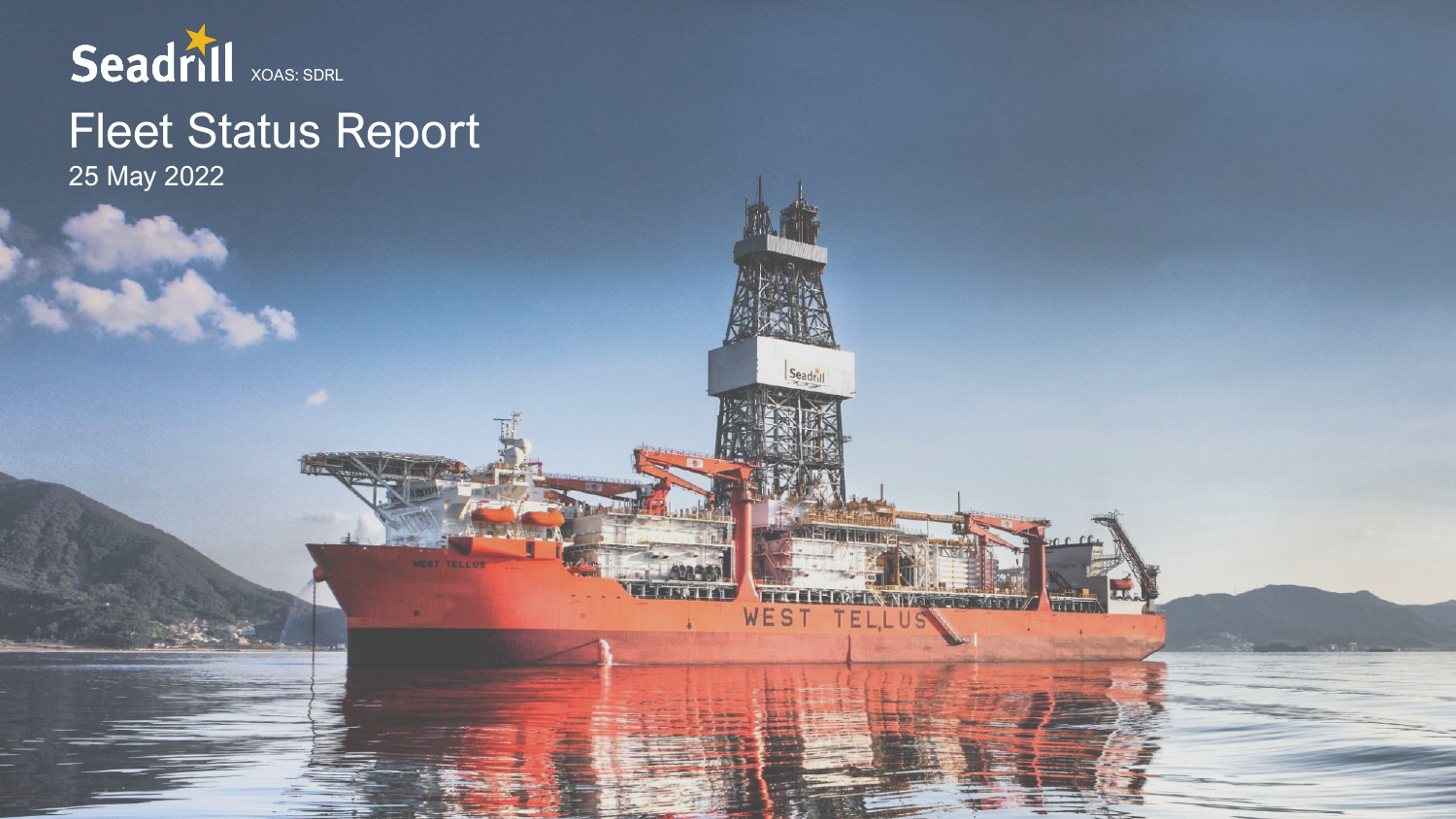Seadrill XOAS: SDRL

# Fleet Status Report

25 May 2022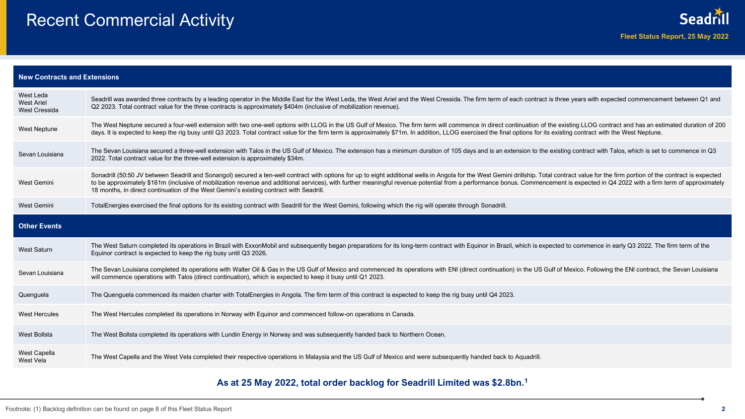# Recent Commercial Activity

| New Contracts and Extensions | |
|---|---|
| West Leda<br>West Ariel<br>West Cressida | Seadrill was awarded three contracts by a leading operator in the Middle East for the West Leda, the West Ariel and the West Cressida. The firm term of each contract is three years with expected commencement between Q1 and Q2 2023. Total contract value for the three contracts is approximately $404m (inclusive of mobilization revenue). |
| West Neptune | The West Neptune secured a four-well extension with two one-well options with LLOG in the US Gulf of Mexico. The firm term will commence in direct continuation of the existing LLOG contract and has an estimated duration of 200 days. It is expected to keep the rig busy until Q3 2023. Total contract value for the firm term is approximately $71m. In addition, LLOG exercised the final options for its existing contract with the West Neptune. |
| Sevan Louisiana | The Sevan Louisiana secured a three-well extension with Talos in the US Gulf of Mexico. The extension has a minimum duration of 105 days and is an extension to the existing contract with Talos, which is set to commence in Q3 2022. Total contract value for the three-well extension is approximately $34m. |
| West Gemini | Sonadrill (50:50 JV between Seadrill and Sonangol) secured a ten-well contract with options for up to eight additional wells in Angola for the West Gemini drillship. Total contract value for the firm portion of the contract is expected to be approximately $161m (inclusive of mobilization revenue and additional services), with further meaningful revenue potential from a performance bonus. Commencement is expected in Q4 2022 with a firm term of approximately 18 months, in direct continuation of the West Gemini's existing contract with Seadrill. |
| West Gemini | TotalEnergies exercised the final options for its existing contract with Seadrill for the West Gemini, following which the rig will operate through Sonadrill. |

| Other Events | |
|---|---|
| West Saturn | The West Saturn completed its operations in Brazil with ExxonMobil and subsequently began preparations for its long-term contract with Equinor in Brazil, which is expected to commence in early Q3 2022. The firm term of the Equinor contract is expected to keep the rig busy until Q3 2026. |
| Sevan Louisiana | The Sevan Louisiana completed its operations with Walter Oil & Gas in the US Gulf of Mexico and commenced its operations with ENI (direct continuation) in the US Gulf of Mexico. Following the ENI contract, the Sevan Louisiana will commence operations with Talos (direct continuation), which is expected to keep it busy until Q1 2023. |
| Quenguela | The Quenguela commenced its maiden charter with TotalEnergies in Angola. The firm term of this contract is expected to keep the rig busy until Q4 2023. |
| West Hercules | The West Hercules completed its operations in Norway with Equinor and commenced follow-on operations in Canada. |
| West Bollsta | The West Bollsta completed its operations with Lundin Energy in Norway and was subsequently handed back to Northern Ocean. |
| West Capella<br>West Vela | The West Capella and the West Vela completed their respective operations in Malaysia and the US Gulf of Mexico and were subsequently handed back to Aquadrill. |

**As at 25 May 2022, total order backlog for Seadrill Limited was $2.8bn.[1]**

Footnote: (1) Backlog definition can be found on page 8 of this Fleet Status Report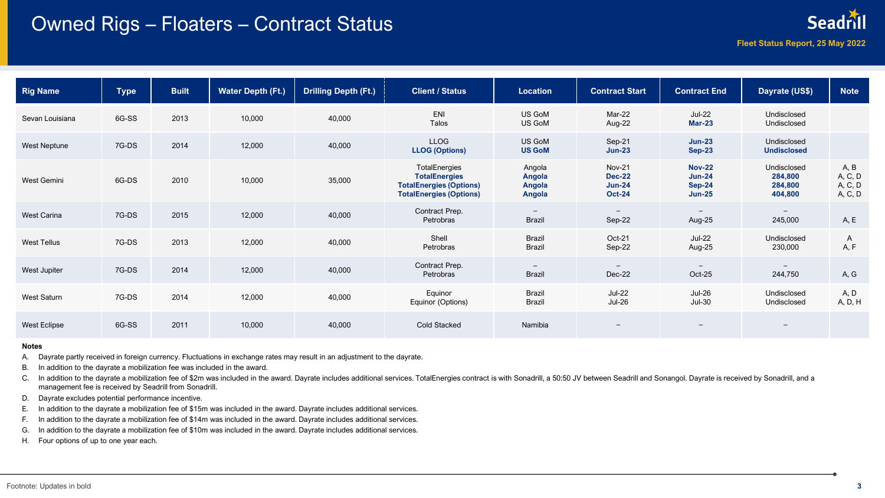# Owned Rigs – Floaters – Contract Status

Fleet Status Report, 25 May 2022

| Rig Name | Type | Built | Water Depth (Ft.) | Drilling Depth (Ft.) | Client / Status | Location | Contract Start | Contract End | Dayrate (US$) | Note |
|---|---|---|---|---|---|---|---|---|---|---|
| Sevan Louisiana | 6G-SS | 2013 | 10,000 | 40,000 | ENI<br>Talos | US GoM<br>US GoM | Mar-22<br>Aug-22 | Jul-22<br>**Mar-23** | Undisclosed<br>Undisclosed | |
| West Neptune | 7G-DS | 2014 | 12,000 | 40,000 | LLOG<br>**LLOG (Options)** | US GoM<br>**US GoM** | Sep-21<br>**Jun-23** | **Jun-23**<br>**Sep-23** | Undisclosed<br>**Undisclosed** | |
| West Gemini | 6G-DS | 2010 | 10,000 | 35,000 | TotalEnergies<br>**TotalEnergies**<br>**TotalEnergies (Options)**<br>**TotalEnergies (Options)** | Angola<br>**Angola**<br>**Angola**<br>**Angola** | Nov-21<br>**Dec-22**<br>**Jun-24**<br>**Oct-24** | **Nov-22**<br>**Jun-24**<br>**Sep-24**<br>**Jun-25** | Undisclosed<br>**284,800**<br>**284,800**<br>**404,800** | A, B<br>A, C, D<br>A, C, D<br>A, C, D |
| West Carina | 7G-DS | 2015 | 12,000 | 40,000 | Contract Prep.<br>Petrobras | –<br>Brazil | –<br>Sep-22 | –<br>Aug-25 | –<br>245,000 | A, E |
| West Tellus | 7G-DS | 2013 | 12,000 | 40,000 | Shell<br>Petrobras | Brazil<br>Brazil | Oct-21<br>Sep-22 | Jul-22<br>Aug-25 | Undisclosed<br>230,000 | A<br>A, F |
| West Jupiter | 7G-DS | 2014 | 12,000 | 40,000 | Contract Prep.<br>Petrobras | –<br>Brazil | –<br>Dec-22 | –<br>Oct-25 | –<br>244,750 | A, G |
| West Saturn | 7G-DS | 2014 | 12,000 | 40,000 | Equinor<br>Equinor (Options) | Brazil<br>Brazil | Jul-22<br>Jul-26 | Jul-26<br>Jul-30 | Undisclosed<br>Undisclosed | A, D<br>A, D, H |
| West Eclipse | 6G-SS | 2011 | 10,000 | 40,000 | Cold Stacked | Namibia | – | – | – | |

**Notes**

A. Dayrate partly received in foreign currency. Fluctuations in exchange rates may result in an adjustment to the dayrate.

B. In addition to the dayrate a mobilization fee was included in the award.

C. In addition to the dayrate a mobilization fee of $2m was included in the award. Dayrate includes additional services. TotalEnergies contract is with Sonadrill, a 50:50 JV between Seadrill and Sonangol. Dayrate is received by Sonadrill, and a management fee is received by Seadrill from Sonadrill.

D. Dayrate excludes potential performance incentive.

E. In addition to the dayrate a mobilization fee of $15m was included in the award. Dayrate includes additional services.

F. In addition to the dayrate a mobilization fee of $14m was included in the award. Dayrate includes additional services.

G. In addition to the dayrate a mobilization fee of $10m was included in the award. Dayrate includes additional services.

H. Four options of up to one year each.

Footnote: Updates in bold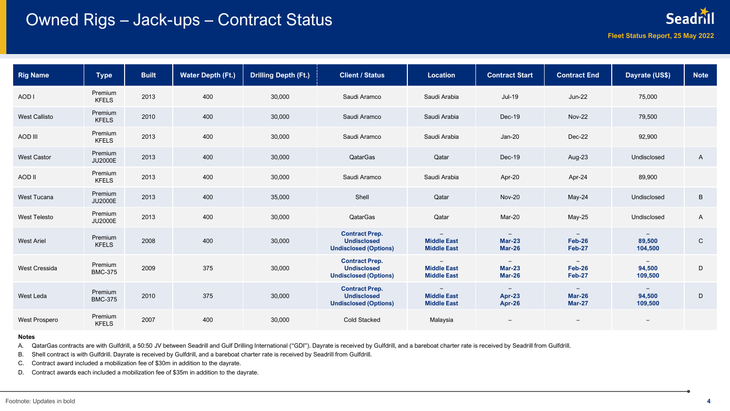# Owned Rigs – Jack-ups – Contract Status

**Fleet Status Report, 25 May 2022**

| Rig Name | Type | Built | Water Depth (Ft.) | Drilling Depth (Ft.) | Client / Status | Location | Contract Start | Contract End | Dayrate (US$) | Note |
|---|---|---|---|---|---|---|---|---|---|---|
| AOD I | Premium KFELS | 2013 | 400 | 30,000 | Saudi Aramco | Saudi Arabia | Jul-19 | Jun-22 | 75,000 | |
| West Callisto | Premium KFELS | 2010 | 400 | 30,000 | Saudi Aramco | Saudi Arabia | Dec-19 | Nov-22 | 79,500 | |
| AOD III | Premium KFELS | 2013 | 400 | 30,000 | Saudi Aramco | Saudi Arabia | Jan-20 | Dec-22 | 92,900 | |
| West Castor | Premium JU2000E | 2013 | 400 | 30,000 | QatarGas | Qatar | Dec-19 | Aug-23 | Undisclosed | A |
| AOD II | Premium KFELS | 2013 | 400 | 30,000 | Saudi Aramco | Saudi Arabia | Apr-20 | Apr-24 | 89,900 | |
| West Tucana | Premium JU2000E | 2013 | 400 | 35,000 | Shell | Qatar | Nov-20 | May-24 | Undisclosed | B |
| West Telesto | Premium JU2000E | 2013 | 400 | 30,000 | QatarGas | Qatar | Mar-20 | May-25 | Undisclosed | A |
| West Ariel | Premium KFELS | 2008 | 400 | 30,000 | **Contract Prep.**<br>**Undisclosed**<br>**Undisclosed (Options)** | –<br>**Middle East**<br>**Middle East** | –<br>**Mar-23**<br>**Mar-26** | –<br>**Feb-26**<br>**Feb-27** | –<br>**89,500**<br>**104,500** | C |
| West Cressida | Premium BMC-375 | 2009 | 375 | 30,000 | **Contract Prep.**<br>**Undisclosed**<br>**Undisclosed (Options)** | –<br>**Middle East**<br>**Middle East** | –<br>**Mar-23**<br>**Mar-26** | –<br>**Feb-26**<br>**Feb-27** | –<br>**94,500**<br>**109,500** | D |
| West Leda | Premium BMC-375 | 2010 | 375 | 30,000 | **Contract Prep.**<br>**Undisclosed**<br>**Undisclosed (Options)** | –<br>**Middle East**<br>**Middle East** | –<br>**Apr-23**<br>**Apr-26** | –<br>**Mar-26**<br>**Mar-27** | –<br>**94,500**<br>**109,500** | D |
| West Prospero | Premium KFELS | 2007 | 400 | 30,000 | Cold Stacked | Malaysia | – | – | – | |

**Notes**

A. QatarGas contracts are with Gulfdrill, a 50:50 JV between Seadrill and Gulf Drilling International ("GDI"). Dayrate is received by Gulfdrill, and a bareboat charter rate is received by Seadrill from Gulfdrill.

B. Shell contract is with Gulfdrill. Dayrate is received by Gulfdrill, and a bareboat charter rate is received by Seadrill from Gulfdrill.

C. Contract award included a mobilization fee of $30m in addition to the dayrate.

D. Contract awards each included a mobilization fee of $35m in addition to the dayrate.

Footnote: Updates in bold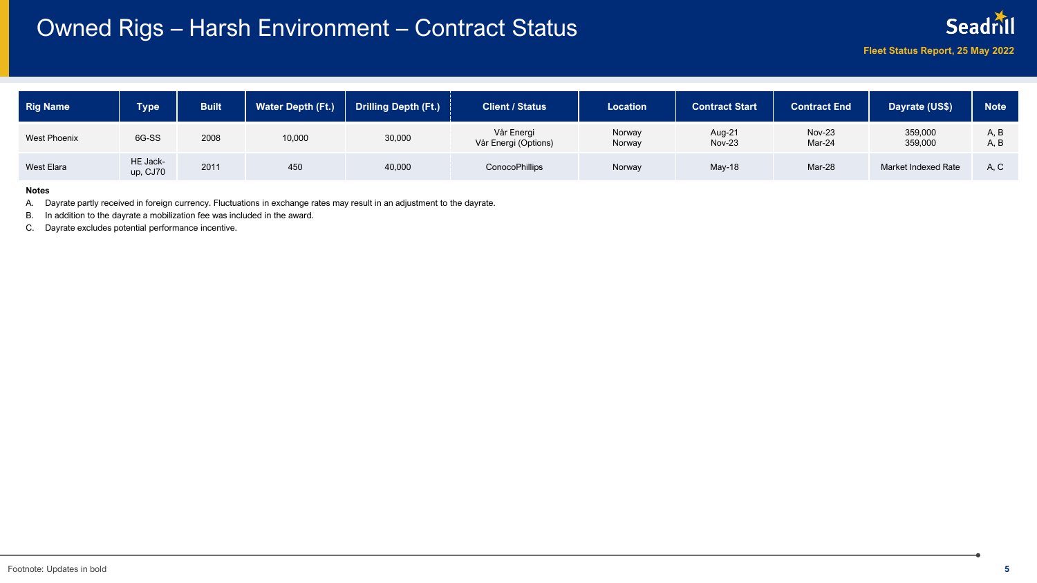# Owned Rigs – Harsh Environment – Contract Status

Fleet Status Report, 25 May 2022

| Rig Name | Type | Built | Water Depth (Ft.) | Drilling Depth (Ft.) | Client / Status | Location | Contract Start | Contract End | Dayrate (US$) | Note |
|---|---|---|---|---|---|---|---|---|---|---|
| West Phoenix | 6G-SS | 2008 | 10,000 | 30,000 | Vår Energi<br>Vår Energi (Options) | Norway<br>Norway | Aug-21<br>Nov-23 | Nov-23<br>Mar-24 | 359,000<br>359,000 | A, B<br>A, B |
| West Elara | HE Jack-up, CJ70 | 2011 | 450 | 40,000 | ConocoPhillips | Norway | May-18 | Mar-28 | Market Indexed Rate | A, C |

**Notes**

A. Dayrate partly received in foreign currency. Fluctuations in exchange rates may result in an adjustment to the dayrate.
B. In addition to the dayrate a mobilization fee was included in the award.
C. Dayrate excludes potential performance incentive.

Footnote: Updates in bold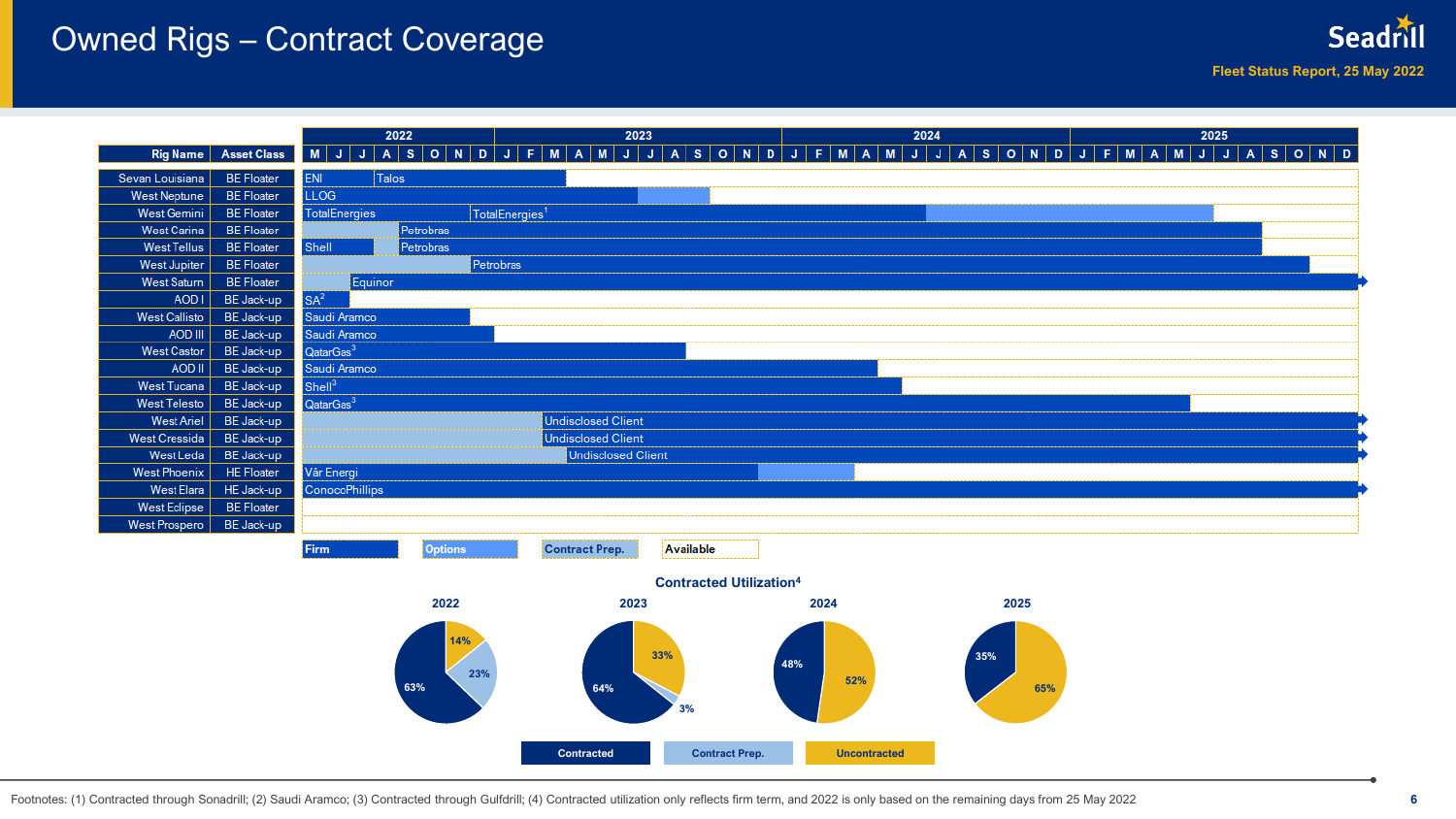# Owned Rigs – Contract Coverage

Fleet Status Report, 25 May 2022

| Rig Name | Asset Class | Contracts |
| --- | --- | --- |
| Sevan Louisiana | BE Floater | ENI, Talos |
| West Neptune | BE Floater | LLOG |
| West Gemini | BE Floater | TotalEnergies, TotalEnergies[1] |
| West Carina | BE Floater | Petrobras |
| West Tellus | BE Floater | Shell, Petrobras |
| West Jupiter | BE Floater | Petrobras |
| West Saturn | BE Floater | Equinor |
| AOD I | BE Jack-up | SA[2] |
| West Callisto | BE Jack-up | Saudi Aramco |
| AOD III | BE Jack-up | Saudi Aramco |
| West Castor | BE Jack-up | QatarGas[3] |
| AOD II | BE Jack-up | Saudi Aramco |
| West Tucana | BE Jack-up | Shell[3] |
| West Telesto | BE Jack-up | QatarGas[3] |
| West Ariel | BE Jack-up | Undisclosed Client |
| West Cressida | BE Jack-up | Undisclosed Client |
| West Leda | BE Jack-up | Undisclosed Client |
| West Phoenix | HE Floater | Vår Energi |
| West Elara | HE Jack-up | ConocoPhillips |
| West Eclipse | BE Floater | |
| West Prospero | BE Jack-up | |

2022 2023 2024 2025

Firm | Options | Contract Prep. | Available

## Contracted Utilization[4]

2022: 63%, 23%, 14%

2023: 64%, 3%, 33%

2024: 48%, 52%

2025: 35%, 65%

Contracted | Contract Prep. | Uncontracted

Footnotes: (1) Contracted through Sonadrill; (2) Saudi Aramco; (3) Contracted through Gulfdrill; (4) Contracted utilization only reflects firm term, and 2022 is only based on the remaining days from 25 May 2022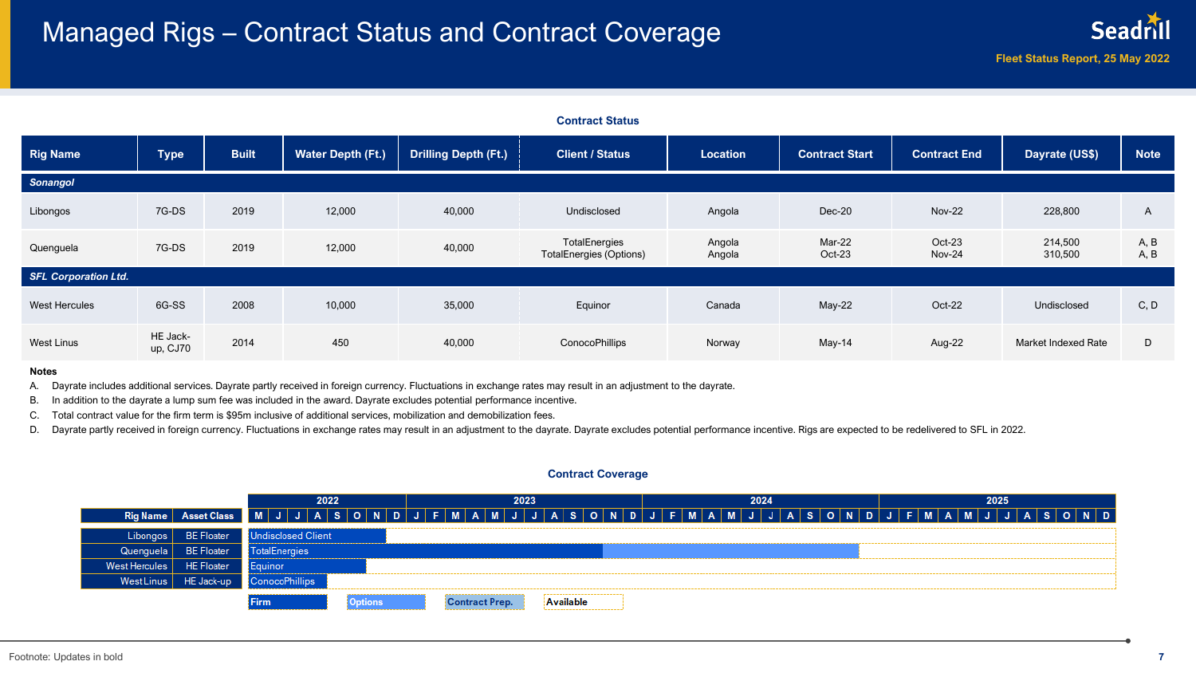# Managed Rigs – Contract Status and Contract Coverage

Fleet Status Report, 25 May 2022

## Contract Status

| Rig Name | Type | Built | Water Depth (Ft.) | Drilling Depth (Ft.) | Client / Status | Location | Contract Start | Contract End | Dayrate (US$) | Note |
|---|---|---|---|---|---|---|---|---|---|---|
| ***Sonangol*** | | | | | | | | | | |
| Libongos | 7G-DS | 2019 | 12,000 | 40,000 | Undisclosed | Angola | Dec-20 | Nov-22 | 228,800 | A |
| Quenguela | 7G-DS | 2019 | 12,000 | 40,000 | TotalEnergies<br>TotalEnergies (Options) | Angola<br>Angola | Mar-22<br>Oct-23 | Oct-23<br>Nov-24 | 214,500<br>310,500 | A, B<br>A, B |
| ***SFL Corporation Ltd.*** | | | | | | | | | | |
| West Hercules | 6G-SS | 2008 | 10,000 | 35,000 | Equinor | Canada | May-22 | Oct-22 | Undisclosed | C, D |
| West Linus | HE Jack-up, CJ70 | 2014 | 450 | 40,000 | ConocoPhillips | Norway | May-14 | Aug-22 | Market Indexed Rate | D |

**Notes**

A. Dayrate includes additional services. Dayrate partly received in foreign currency. Fluctuations in exchange rates may result in an adjustment to the dayrate.

B. In addition to the dayrate a lump sum fee was included in the award. Dayrate excludes potential performance incentive.

C. Total contract value for the firm term is $95m inclusive of additional services, mobilization and demobilization fees.

D. Dayrate partly received in foreign currency. Fluctuations in exchange rates may result in an adjustment to the dayrate. Dayrate excludes potential performance incentive. Rigs are expected to be redelivered to SFL in 2022.

## Contract Coverage

2022 2023 2024 2025

Rig Name | Asset Class

Libongos | BE Floater | Undisclosed Client

Quenguela | BE Floater | TotalEnergies

West Hercules | HE Floater | Equinor

West Linus | HE Jack-up | ConocoPhillips

Firm · Options · Contract Prep. · Available

Footnote: Updates in bold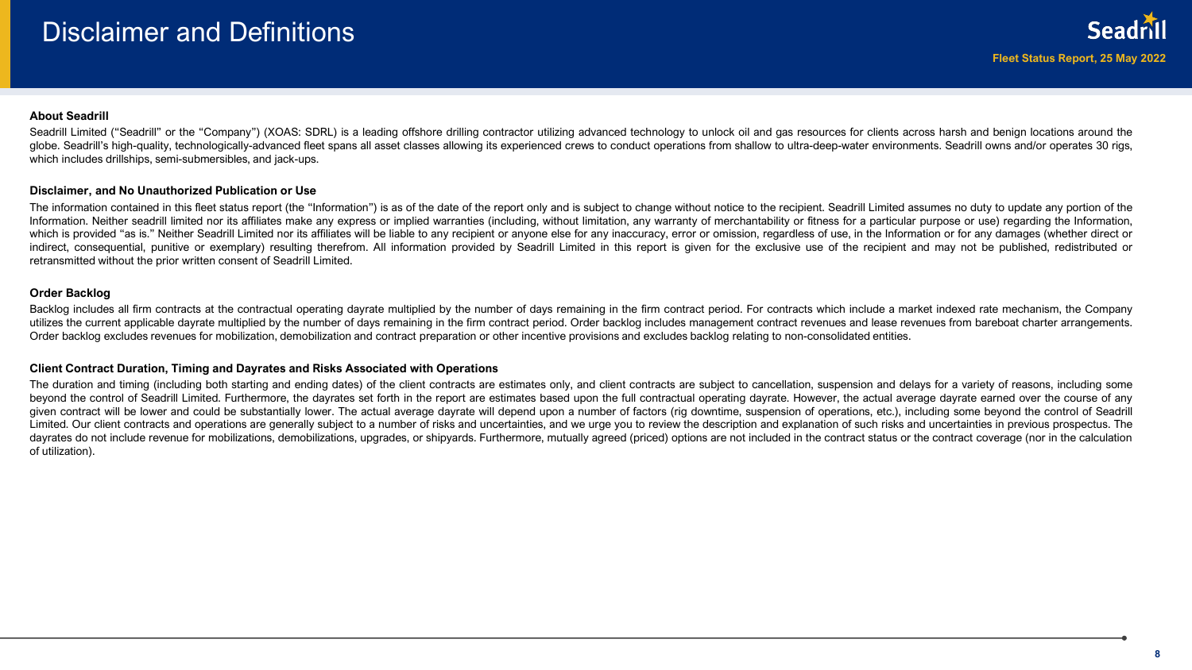# Disclaimer and Definitions

**About Seadrill**

Seadrill Limited ("Seadrill" or the "Company") (XOAS: SDRL) is a leading offshore drilling contractor utilizing advanced technology to unlock oil and gas resources for clients across harsh and benign locations around the globe. Seadrill's high-quality, technologically-advanced fleet spans all asset classes allowing its experienced crews to conduct operations from shallow to ultra-deep-water environments. Seadrill owns and/or operates 30 rigs, which includes drillships, semi-submersibles, and jack-ups.

**Disclaimer, and No Unauthorized Publication or Use**

The information contained in this fleet status report (the "Information") is as of the date of the report only and is subject to change without notice to the recipient. Seadrill Limited assumes no duty to update any portion of the Information. Neither seadrill limited nor its affiliates make any express or implied warranties (including, without limitation, any warranty of merchantability or fitness for a particular purpose or use) regarding the Information, which is provided "as is." Neither Seadrill Limited nor its affiliates will be liable to any recipient or anyone else for any inaccuracy, error or omission, regardless of use, in the Information or for any damages (whether direct or indirect, consequential, punitive or exemplary) resulting therefrom. All information provided by Seadrill Limited in this report is given for the exclusive use of the recipient and may not be published, redistributed or retransmitted without the prior written consent of Seadrill Limited.

**Order Backlog**

Backlog includes all firm contracts at the contractual operating dayrate multiplied by the number of days remaining in the firm contract period. For contracts which include a market indexed rate mechanism, the Company utilizes the current applicable dayrate multiplied by the number of days remaining in the firm contract period. Order backlog includes management contract revenues and lease revenues from bareboat charter arrangements. Order backlog excludes revenues for mobilization, demobilization and contract preparation or other incentive provisions and excludes backlog relating to non-consolidated entities.

**Client Contract Duration, Timing and Dayrates and Risks Associated with Operations**

The duration and timing (including both starting and ending dates) of the client contracts are estimates only, and client contracts are subject to cancellation, suspension and delays for a variety of reasons, including some beyond the control of Seadrill Limited. Furthermore, the dayrates set forth in the report are estimates based upon the full contractual operating dayrate. However, the actual average dayrate earned over the course of any given contract will be lower and could be substantially lower. The actual average dayrate will depend upon a number of factors (rig downtime, suspension of operations, etc.), including some beyond the control of Seadrill Limited. Our client contracts and operations are generally subject to a number of risks and uncertainties, and we urge you to review the description and explanation of such risks and uncertainties in previous prospectus. The dayrates do not include revenue for mobilizations, demobilizations, upgrades, or shipyards. Furthermore, mutually agreed (priced) options are not included in the contract status or the contract coverage (nor in the calculation of utilization).